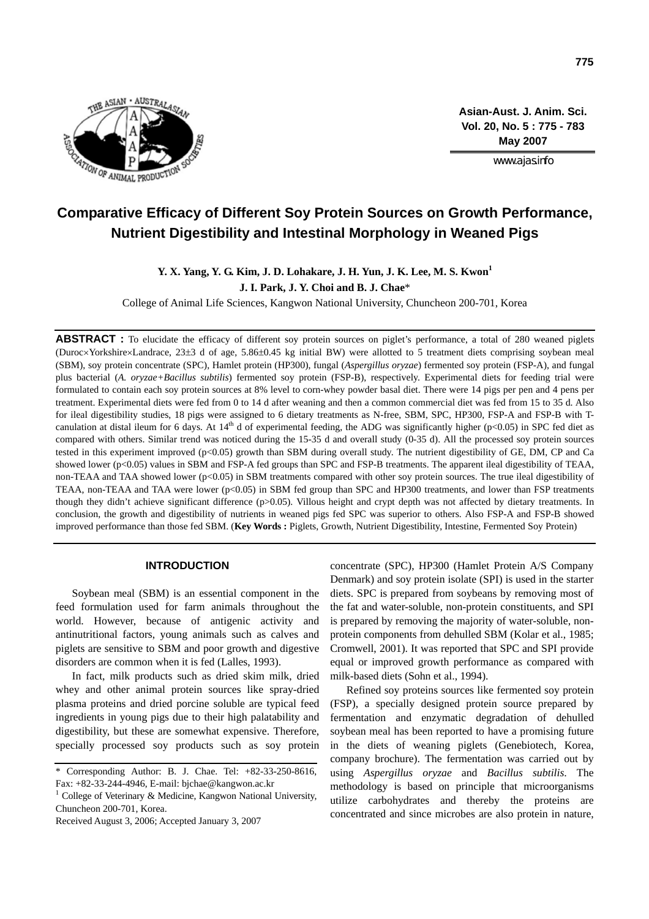# Comparative Efficacy of Different Soy Protein Sources on Growth Performance, Nutrient Digestibility and Intestinal Morphology in Weaned Pigs

**Y. X. Yang, Y. G. Kim, J. D. Lohakare, J. H. Yun, J. K. Lee, M. S. Kwon[1] J. I. Park, J. Y. Choi and B. J. Chae***

College of Animal Life Sciences, Kangwon National University, Chuncheon 200-701, Korea

**ABSTRACT :** To elucidate the efficacy of different soy protein sources on piglet's performance, a total of 280 weaned piglets (Duroc×Yorkshire×Landrace, 23±3 d of age, 5.86±0.45 kg initial BW) were allotted to 5 treatment diets comprising soybean meal (SBM), soy protein concentrate (SPC), Hamlet protein (HP300), fungal (*Aspergillus oryzae*) fermented soy protein (FSP-A), and fungal plus bacterial (*A. oryzae+Bacillus subtilis*) fermented soy protein (FSP-B), respectively. Experimental diets for feeding trial were formulated to contain each soy protein sources at 8% level to corn-whey powder basal diet. There were 14 pigs per pen and 4 pens per treatment. Experimental diets were fed from 0 to 14 d after weaning and then a common commercial diet was fed from 15 to 35 d. Also for ileal digestibility studies, 18 pigs were assigned to 6 dietary treatments as N-free, SBM, SPC, HP300, FSP-A and FSP-B with T-canulation at distal ileum for 6 days. At 14th d of experimental feeding, the ADG was significantly higher ($p<0.05$) in SPC fed diet as compared with others. Similar trend was noticed during the 15-35 d and overall study (0-35 d). All the processed soy protein sources tested in this experiment improved ($p<0.05$) growth than SBM during overall study. The nutrient digestibility of GE, DM, CP and Ca showed lower ($p<0.05$) values in SBM and FSP-A fed groups than SPC and FSP-B treatments. The apparent ileal digestibility of TEAA, non-TEAA and TAA showed lower ($p<0.05$) in SBM treatments compared with other soy protein sources. The true ileal digestibility of TEAA, non-TEAA and TAA were lower ($p<0.05$) in SBM fed group than SPC and HP300 treatments, and lower than FSP treatments though they didn't achieve significant difference ($p>0.05$). Villous height and crypt depth was not affected by dietary treatments. In conclusion, the growth and digestibility of nutrients in weaned pigs fed SPC was superior to others. Also FSP-A and FSP-B showed improved performance than those fed SBM. (**Key Words :** Piglets, Growth, Nutrient Digestibility, Intestine, Fermented Soy Protein)

## INTRODUCTION

Soybean meal (SBM) is an essential component in the feed formulation used for farm animals throughout the world. However, because of antigenic activity and antinutritional factors, young animals such as calves and piglets are sensitive to SBM and poor growth and digestive disorders are common when it is fed (Lalles, 1993).

In fact, milk products such as dried skim milk, dried whey and other animal protein sources like spray-dried plasma proteins and dried porcine soluble are typical feed ingredients in young pigs due to their high palatability and digestibility, but these are somewhat expensive. Therefore, specially processed soy products such as soy protein concentrate (SPC), HP300 (Hamlet Protein A/S Company Denmark) and soy protein isolate (SPI) is used in the starter diets. SPC is prepared from soybeans by removing most of the fat and water-soluble, non-protein constituents, and SPI is prepared by removing the majority of water-soluble, non-protein components from dehulled SBM (Kolar et al., 1985; Cromwell, 2001). It was reported that SPC and SPI provide equal or improved growth performance as compared with milk-based diets (Sohn et al., 1994).

Refined soy proteins sources like fermented soy protein (FSP), a specially designed protein source prepared by fermentation and enzymatic degradation of dehulled soybean meal has been reported to have a promising future in the diets of weaning piglets (Genebiotech, Korea, company brochure). The fermentation was carried out by using *Aspergillus oryzae* and *Bacillus subtilis*. The methodology is based on principle that microorganisms utilize carbohydrates and thereby the proteins are concentrated and since microbes are also protein in nature,

\* Corresponding Author: B. J. Chae. Tel: +82-33-250-8616, Fax: +82-33-244-4946, E-mail: bjchae@kangwon.ac.kr

[1] College of Veterinary & Medicine, Kangwon National University, Chuncheon 200-701, Korea.

Received August 3, 2006; Accepted January 3, 2007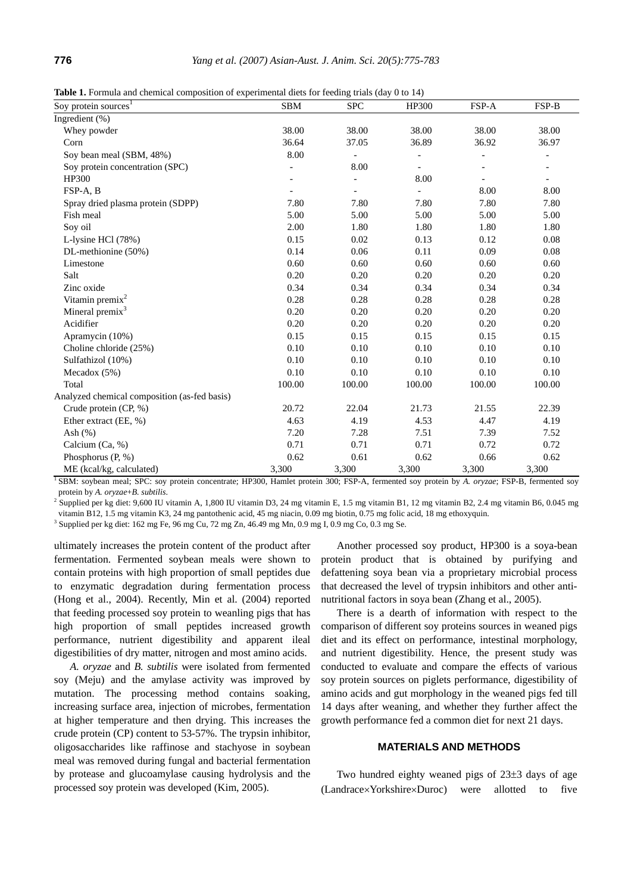**Table 1.** Formula and chemical composition of experimental diets for feeding trials (day 0 to 14)

| Soy protein sources[1] | SBM | SPC | HP300 | FSP-A | FSP-B |
|---|---|---|---|---|---|
| Ingredient (%) | | | | | |
| Whey powder | 38.00 | 38.00 | 38.00 | 38.00 | 38.00 |
| Corn | 36.64 | 37.05 | 36.89 | 36.92 | 36.97 |
| Soy bean meal (SBM, 48%) | 8.00 | - | - | - | - |
| Soy protein concentration (SPC) | - | 8.00 | - | - | - |
| HP300 | - | - | 8.00 | - | - |
| FSP-A, B | - | - | - | 8.00 | 8.00 |
| Spray dried plasma protein (SDPP) | 7.80 | 7.80 | 7.80 | 7.80 | 7.80 |
| Fish meal | 5.00 | 5.00 | 5.00 | 5.00 | 5.00 |
| Soy oil | 2.00 | 1.80 | 1.80 | 1.80 | 1.80 |
| L-lysine HCl (78%) | 0.15 | 0.02 | 0.13 | 0.12 | 0.08 |
| DL-methionine (50%) | 0.14 | 0.06 | 0.11 | 0.09 | 0.08 |
| Limestone | 0.60 | 0.60 | 0.60 | 0.60 | 0.60 |
| Salt | 0.20 | 0.20 | 0.20 | 0.20 | 0.20 |
| Zinc oxide | 0.34 | 0.34 | 0.34 | 0.34 | 0.34 |
| Vitamin premix[2] | 0.28 | 0.28 | 0.28 | 0.28 | 0.28 |
| Mineral premix[3] | 0.20 | 0.20 | 0.20 | 0.20 | 0.20 |
| Acidifier | 0.20 | 0.20 | 0.20 | 0.20 | 0.20 |
| Apramycin (10%) | 0.15 | 0.15 | 0.15 | 0.15 | 0.15 |
| Choline chloride (25%) | 0.10 | 0.10 | 0.10 | 0.10 | 0.10 |
| Sulfathizol (10%) | 0.10 | 0.10 | 0.10 | 0.10 | 0.10 |
| Mecadox (5%) | 0.10 | 0.10 | 0.10 | 0.10 | 0.10 |
| Total | 100.00 | 100.00 | 100.00 | 100.00 | 100.00 |
| Analyzed chemical composition (as-fed basis) | | | | | |
| Crude protein (CP, %) | 20.72 | 22.04 | 21.73 | 21.55 | 22.39 |
| Ether extract (EE, %) | 4.63 | 4.19 | 4.53 | 4.47 | 4.19 |
| Ash (%) | 7.20 | 7.28 | 7.51 | 7.39 | 7.52 |
| Calcium (Ca, %) | 0.71 | 0.71 | 0.71 | 0.72 | 0.72 |
| Phosphorus (P, %) | 0.62 | 0.61 | 0.62 | 0.66 | 0.62 |
| ME (kcal/kg, calculated) | 3,300 | 3,300 | 3,300 | 3,300 | 3,300 |

[1] SBM: soybean meal; SPC: soy protein concentrate; HP300, Hamlet protein 300; FSP-A, fermented soy protein by *A. oryzae*; FSP-B, fermented soy protein by *A. oryzae*+*B. subtilis*.

[2] Supplied per kg diet: 9,600 IU vitamin A, 1,800 IU vitamin D3, 24 mg vitamin E, 1.5 mg vitamin B1, 12 mg vitamin B2, 2.4 mg vitamin B6, 0.045 mg vitamin B12, 1.5 mg vitamin K3, 24 mg pantothenic acid, 45 mg niacin, 0.09 mg biotin, 0.75 mg folic acid, 18 mg ethoxyquin.

[3] Supplied per kg diet: 162 mg Fe, 96 mg Cu, 72 mg Zn, 46.49 mg Mn, 0.9 mg I, 0.9 mg Co, 0.3 mg Se.

ultimately increases the protein content of the product after fermentation. Fermented soybean meals were shown to contain proteins with high proportion of small peptides due to enzymatic degradation during fermentation process (Hong et al., 2004). Recently, Min et al. (2004) reported that feeding processed soy protein to weanling pigs that has high proportion of small peptides increased growth performance, nutrient digestibility and apparent ileal digestibilities of dry matter, nitrogen and most amino acids.

*A. oryzae* and *B. subtilis* were isolated from fermented soy (Meju) and the amylase activity was improved by mutation. The processing method contains soaking, increasing surface area, injection of microbes, fermentation at higher temperature and then drying. This increases the crude protein (CP) content to 53-57%. The trypsin inhibitor, oligosaccharides like raffinose and stachyose in soybean meal was removed during fungal and bacterial fermentation by protease and glucoamylase causing hydrolysis and the processed soy protein was developed (Kim, 2005).

Another processed soy product, HP300 is a soya-bean protein product that is obtained by purifying and defattening soya bean via a proprietary microbial process that decreased the level of trypsin inhibitors and other anti-nutritional factors in soya bean (Zhang et al., 2005).

There is a dearth of information with respect to the comparison of different soy proteins sources in weaned pigs diet and its effect on performance, intestinal morphology, and nutrient digestibility. Hence, the present study was conducted to evaluate and compare the effects of various soy protein sources on piglets performance, digestibility of amino acids and gut morphology in the weaned pigs fed till 14 days after weaning, and whether they further affect the growth performance fed a common diet for next 21 days.

## MATERIALS AND METHODS

Two hundred eighty weaned pigs of 23±3 days of age (Landrace×Yorkshire×Duroc) were allotted to five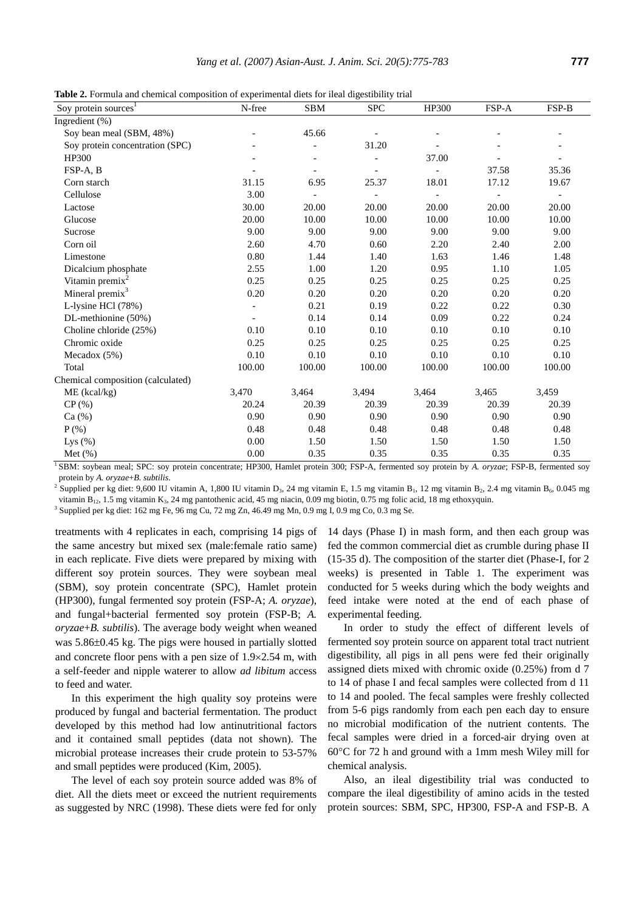**Table 2.** Formula and chemical composition of experimental diets for ileal digestibility trial

| Soy protein sources[1] | N-free | SBM | SPC | HP300 | FSP-A | FSP-B |
|---|---|---|---|---|---|---|
| Ingredient (%) | | | | | | |
| Soy bean meal (SBM, 48%) | - | 45.66 | - | - | - | - |
| Soy protein concentration (SPC) | - | - | 31.20 | - | - | - |
| HP300 | - | - | - | 37.00 | - | - |
| FSP-A, B | - | - | - | - | 37.58 | 35.36 |
| Corn starch | 31.15 | 6.95 | 25.37 | 18.01 | 17.12 | 19.67 |
| Cellulose | 3.00 | - | - | - | - | - |
| Lactose | 30.00 | 20.00 | 20.00 | 20.00 | 20.00 | 20.00 |
| Glucose | 20.00 | 10.00 | 10.00 | 10.00 | 10.00 | 10.00 |
| Sucrose | 9.00 | 9.00 | 9.00 | 9.00 | 9.00 | 9.00 |
| Corn oil | 2.60 | 4.70 | 0.60 | 2.20 | 2.40 | 2.00 |
| Limestone | 0.80 | 1.44 | 1.40 | 1.63 | 1.46 | 1.48 |
| Dicalcium phosphate | 2.55 | 1.00 | 1.20 | 0.95 | 1.10 | 1.05 |
| Vitamin premix[2] | 0.25 | 0.25 | 0.25 | 0.25 | 0.25 | 0.25 |
| Mineral premix[3] | 0.20 | 0.20 | 0.20 | 0.20 | 0.20 | 0.20 |
| L-lysine HCl (78%) | - | 0.21 | 0.19 | 0.22 | 0.22 | 0.30 |
| DL-methionine (50%) | - | 0.14 | 0.14 | 0.09 | 0.22 | 0.24 |
| Choline chloride (25%) | 0.10 | 0.10 | 0.10 | 0.10 | 0.10 | 0.10 |
| Chromic oxide | 0.25 | 0.25 | 0.25 | 0.25 | 0.25 | 0.25 |
| Mecadox (5%) | 0.10 | 0.10 | 0.10 | 0.10 | 0.10 | 0.10 |
| Total | 100.00 | 100.00 | 100.00 | 100.00 | 100.00 | 100.00 |
| Chemical composition (calculated) | | | | | | |
| ME (kcal/kg) | 3,470 | 3,464 | 3,494 | 3,464 | 3,465 | 3,459 |
| CP (%) | 20.24 | 20.39 | 20.39 | 20.39 | 20.39 | 20.39 |
| Ca (%) | 0.90 | 0.90 | 0.90 | 0.90 | 0.90 | 0.90 |
| P (%) | 0.48 | 0.48 | 0.48 | 0.48 | 0.48 | 0.48 |
| Lys (%) | 0.00 | 1.50 | 1.50 | 1.50 | 1.50 | 1.50 |
| Met (%) | 0.00 | 0.35 | 0.35 | 0.35 | 0.35 | 0.35 |

[1] SBM: soybean meal; SPC: soy protein concentrate; HP300, Hamlet protein 300; FSP-A, fermented soy protein by *A. oryzae*; FSP-B, fermented soy protein by *A. oryzae+B. subtilis*.

[2] Supplied per kg diet: 9,600 IU vitamin A, 1,800 IU vitamin $D_3$, 24 mg vitamin E, 1.5 mg vitamin $B_1$, 12 mg vitamin $B_2$, 2.4 mg vitamin $B_6$, 0.045 mg vitamin $B_{12}$, 1.5 mg vitamin $K_3$, 24 mg pantothenic acid, 45 mg niacin, 0.09 mg biotin, 0.75 mg folic acid, 18 mg ethoxyquin.

[3] Supplied per kg diet: 162 mg Fe, 96 mg Cu, 72 mg Zn, 46.49 mg Mn, 0.9 mg I, 0.9 mg Co, 0.3 mg Se.

treatments with 4 replicates in each, comprising 14 pigs of the same ancestry but mixed sex (male:female ratio same) in each replicate. Five diets were prepared by mixing with different soy protein sources. They were soybean meal (SBM), soy protein concentrate (SPC), Hamlet protein (HP300), fungal fermented soy protein (FSP-A; *A. oryzae*), and fungal+bacterial fermented soy protein (FSP-B; *A. oryzae+B. subtilis*). The average body weight when weaned was 5.86±0.45 kg. The pigs were housed in partially slotted and concrete floor pens with a pen size of 1.9×2.54 m, with a self-feeder and nipple waterer to allow *ad libitum* access to feed and water.

In this experiment the high quality soy proteins were produced by fungal and bacterial fermentation. The product developed by this method had low antinutritional factors and it contained small peptides (data not shown). The microbial protease increases their crude protein to 53-57% and small peptides were produced (Kim, 2005).

The level of each soy protein source added was 8% of diet. All the diets meet or exceed the nutrient requirements as suggested by NRC (1998). These diets were fed for only 14 days (Phase I) in mash form, and then each group was fed the common commercial diet as crumble during phase II (15-35 d). The composition of the starter diet (Phase-I, for 2 weeks) is presented in Table 1. The experiment was conducted for 5 weeks during which the body weights and feed intake were noted at the end of each phase of experimental feeding.

In order to study the effect of different levels of fermented soy protein source on apparent total tract nutrient digestibility, all pigs in all pens were fed their originally assigned diets mixed with chromic oxide (0.25%) from d 7 to 14 of phase I and fecal samples were collected from d 11 to 14 and pooled. The fecal samples were freshly collected from 5-6 pigs randomly from each pen each day to ensure no microbial modification of the nutrient contents. The fecal samples were dried in a forced-air drying oven at 60°C for 72 h and ground with a 1mm mesh Wiley mill for chemical analysis.

Also, an ileal digestibility trial was conducted to compare the ileal digestibility of amino acids in the tested protein sources: SBM, SPC, HP300, FSP-A and FSP-B. A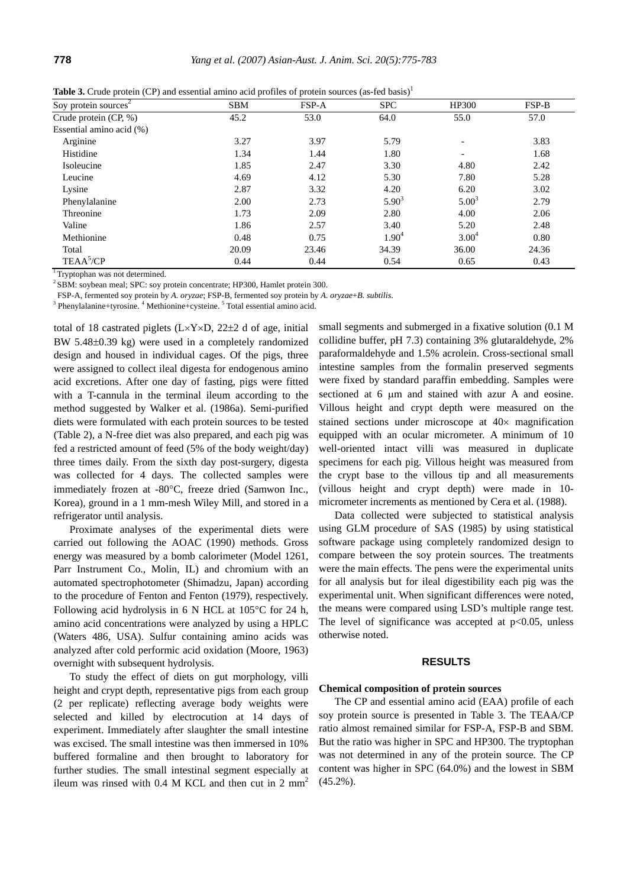**Table 3.** Crude protein (CP) and essential amino acid profiles of protein sources (as-fed basis)[1]

| Soy protein sources[2] | SBM | FSP-A | SPC | HP300 | FSP-B |
|---|---|---|---|---|---|
| Crude protein (CP, %) | 45.2 | 53.0 | 64.0 | 55.0 | 57.0 |
| Essential amino acid (%) | | | | | |
| Arginine | 3.27 | 3.97 | 5.79 | - | 3.83 |
| Histidine | 1.34 | 1.44 | 1.80 | - | 1.68 |
| Isoleucine | 1.85 | 2.47 | 3.30 | 4.80 | 2.42 |
| Leucine | 4.69 | 4.12 | 5.30 | 7.80 | 5.28 |
| Lysine | 2.87 | 3.32 | 4.20 | 6.20 | 3.02 |
| Phenylalanine | 2.00 | 2.73 | 5.90[3] | 5.00[3] | 2.79 |
| Threonine | 1.73 | 2.09 | 2.80 | 4.00 | 2.06 |
| Valine | 1.86 | 2.57 | 3.40 | 5.20 | 2.48 |
| Methionine | 0.48 | 0.75 | 1.90[4] | 3.00[4] | 0.80 |
| Total | 20.09 | 23.46 | 34.39 | 36.00 | 24.36 |
| TEAA[5]/CP | 0.44 | 0.44 | 0.54 | 0.65 | 0.43 |

[1] Tryptophan was not determined.
[2] SBM: soybean meal; SPC: soy protein concentrate; HP300, Hamlet protein 300.
FSP-A, fermented soy protein by *A. oryzae*; FSP-B, fermented soy protein by *A. oryzae*+*B. subtilis*.
[3] Phenylalanine+tyrosine. [4] Methionine+cysteine. [5] Total essential amino acid.

total of 18 castrated piglets (L×Y×D, 22±2 d of age, initial BW 5.48±0.39 kg) were used in a completely randomized design and housed in individual cages. Of the pigs, three were assigned to collect ileal digesta for endogenous amino acid excretions. After one day of fasting, pigs were fitted with a T-cannula in the terminal ileum according to the method suggested by Walker et al. (1986a). Semi-purified diets were formulated with each protein sources to be tested (Table 2), a N-free diet was also prepared, and each pig was fed a restricted amount of feed (5% of the body weight/day) three times daily. From the sixth day post-surgery, digesta was collected for 4 days. The collected samples were immediately frozen at -80°C, freeze dried (Samwon Inc., Korea), ground in a 1 mm-mesh Wiley Mill, and stored in a refrigerator until analysis.

Proximate analyses of the experimental diets were carried out following the AOAC (1990) methods. Gross energy was measured by a bomb calorimeter (Model 1261, Parr Instrument Co., Molin, IL) and chromium with an automated spectrophotometer (Shimadzu, Japan) according to the procedure of Fenton and Fenton (1979), respectively. Following acid hydrolysis in 6 N HCL at 105°C for 24 h, amino acid concentrations were analyzed by using a HPLC (Waters 486, USA). Sulfur containing amino acids was analyzed after cold performic acid oxidation (Moore, 1963) overnight with subsequent hydrolysis.

To study the effect of diets on gut morphology, villi height and crypt depth, representative pigs from each group (2 per replicate) reflecting average body weights were selected and killed by electrocution at 14 days of experiment. Immediately after slaughter the small intestine was excised. The small intestine was then immersed in 10% buffered formaline and then brought to laboratory for further studies. The small intestinal segment especially at ileum was rinsed with 0.4 M KCL and then cut in 2 $mm^2$ small segments and submerged in a fixative solution (0.1 M collidine buffer, pH 7.3) containing 3% glutaraldehyde, 2% paraformaldehyde and 1.5% acrolein. Cross-sectional small intestine samples from the formalin preserved segments were fixed by standard paraffin embedding. Samples were sectioned at 6 μm and stained with azur A and eosine. Villous height and crypt depth were measured on the stained sections under microscope at 40× magnification equipped with an ocular micrometer. A minimum of 10 well-oriented intact villi was measured in duplicate specimens for each pig. Villous height was measured from the crypt base to the villous tip and all measurements (villous height and crypt depth) were made in 10-micrometer increments as mentioned by Cera et al. (1988).

Data collected were subjected to statistical analysis using GLM procedure of SAS (1985) by using statistical software package using completely randomized design to compare between the soy protein sources. The treatments were the main effects. The pens were the experimental units for all analysis but for ileal digestibility each pig was the experimental unit. When significant differences were noted, the means were compared using LSD's multiple range test. The level of significance was accepted at $p<0.05$, unless otherwise noted.

## RESULTS

### Chemical composition of protein sources

The CP and essential amino acid (EAA) profile of each soy protein source is presented in Table 3. The TEAA/CP ratio almost remained similar for FSP-A, FSP-B and SBM. But the ratio was higher in SPC and HP300. The tryptophan was not determined in any of the protein source. The CP content was higher in SPC (64.0%) and the lowest in SBM (45.2%).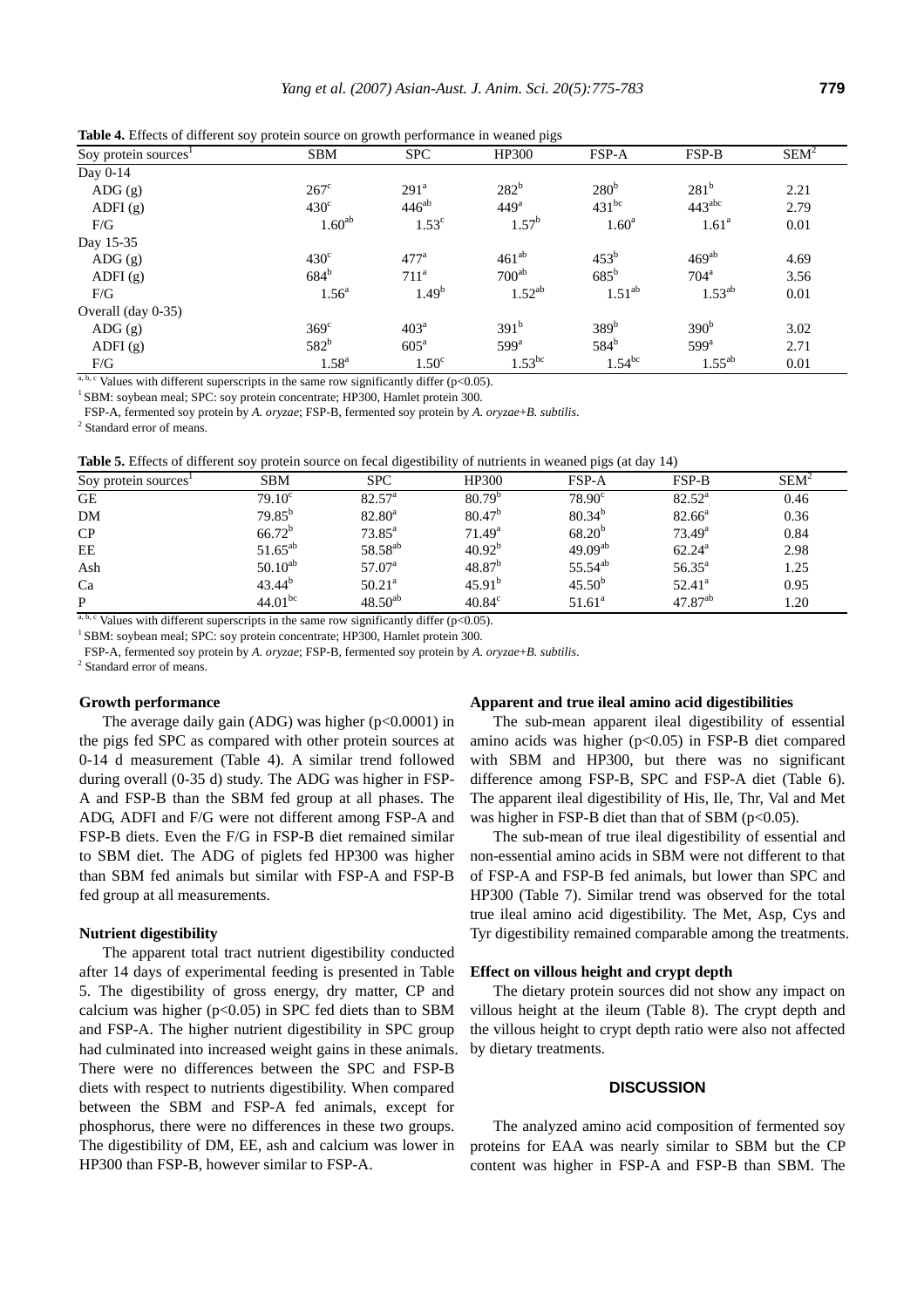**Table 4.** Effects of different soy protein source on growth performance in weaned pigs

| Soy protein sources[1] | SBM | SPC | HP300 | FSP-A | FSP-B | SEM[2] |
|---|---|---|---|---|---|---|
| Day 0-14 | | | | | | |
| ADG (g) | 267[c] | 291[a] | 282[b] | 280[b] | 281[b] | 2.21 |
| ADFI (g) | 430[c] | 446[ab] | 449[a] | 431[bc] | 443[abc] | 2.79 |
| F/G | 1.60[ab] | 1.53[c] | 1.57[b] | 1.60[a] | 1.61[a] | 0.01 |
| Day 15-35 | | | | | | |
| ADG (g) | 430[c] | 477[a] | 461[ab] | 453[b] | 469[ab] | 4.69 |
| ADFI (g) | 684[b] | 711[a] | 700[ab] | 685[b] | 704[a] | 3.56 |
| F/G | 1.56[a] | 1.49[b] | 1.52[ab] | 1.51[ab] | 1.53[ab] | 0.01 |
| Overall (day 0-35) | | | | | | |
| ADG (g) | 369[c] | 403[a] | 391[b] | 389[b] | 390[b] | 3.02 |
| ADFI (g) | 582[b] | 605[a] | 599[a] | 584[b] | 599[a] | 2.71 |
| F/G | 1.58[a] | 1.50[c] | 1.53[bc] | 1.54[bc] | 1.55[ab] | 0.01 |

[a, b, c] Values with different superscripts in the same row significantly differ ($p<0.05$).

[1] SBM: soybean meal; SPC: soy protein concentrate; HP300, Hamlet protein 300.

FSP-A, fermented soy protein by *A. oryzae*; FSP-B, fermented soy protein by *A. oryzae*+*B. subtilis*.

[2] Standard error of means.

**Table 5.** Effects of different soy protein source on fecal digestibility of nutrients in weaned pigs (at day 14)

| Soy protein sources[1] | SBM | SPC | HP300 | FSP-A | FSP-B | SEM[2] |
|---|---|---|---|---|---|---|
| GE | 79.10[c] | 82.57[a] | 80.79[b] | 78.90[c] | 82.52[a] | 0.46 |
| DM | 79.85[b] | 82.80[a] | 80.47[b] | 80.34[b] | 82.66[a] | 0.36 |
| CP | 66.72[b] | 73.85[a] | 71.49[a] | 68.20[b] | 73.49[a] | 0.84 |
| EE | 51.65[ab] | 58.58[ab] | 40.92[b] | 49.09[ab] | 62.24[a] | 2.98 |
| Ash | 50.10[ab] | 57.07[a] | 48.87[b] | 55.54[ab] | 56.35[a] | 1.25 |
| Ca | 43.44[b] | 50.21[a] | 45.91[b] | 45.50[b] | 52.41[a] | 0.95 |
| P | 44.01[bc] | 48.50[ab] | 40.84[c] | 51.61[a] | 47.87[ab] | 1.20 |

[a, b, c] Values with different superscripts in the same row significantly differ ($p<0.05$).

[1] SBM: soybean meal; SPC: soy protein concentrate; HP300, Hamlet protein 300.

FSP-A, fermented soy protein by *A. oryzae*; FSP-B, fermented soy protein by *A. oryzae*+*B. subtilis*.

[2] Standard error of means.

### Growth performance

The average daily gain (ADG) was higher ($p<0.0001$) in the pigs fed SPC as compared with other protein sources at 0-14 d measurement (Table 4). A similar trend followed during overall (0-35 d) study. The ADG was higher in FSP-A and FSP-B than the SBM fed group at all phases. The ADG, ADFI and F/G were not different among FSP-A and FSP-B diets. Even the F/G in FSP-B diet remained similar to SBM diet. The ADG of piglets fed HP300 was higher than SBM fed animals but similar with FSP-A and FSP-B fed group at all measurements.

### Nutrient digestibility

The apparent total tract nutrient digestibility conducted after 14 days of experimental feeding is presented in Table 5. The digestibility of gross energy, dry matter, CP and calcium was higher ($p<0.05$) in SPC fed diets than to SBM and FSP-A. The higher nutrient digestibility in SPC group had culminated into increased weight gains in these animals. There were no differences between the SPC and FSP-B diets with respect to nutrients digestibility. When compared between the SBM and FSP-A fed animals, except for phosphorus, there were no differences in these two groups. The digestibility of DM, EE, ash and calcium was lower in HP300 than FSP-B, however similar to FSP-A.

### Apparent and true ileal amino acid digestibilities

The sub-mean apparent ileal digestibility of essential amino acids was higher ($p<0.05$) in FSP-B diet compared with SBM and HP300, but there was no significant difference among FSP-B, SPC and FSP-A diet (Table 6). The apparent ileal digestibility of His, Ile, Thr, Val and Met was higher in FSP-B diet than that of SBM ($p<0.05$).

The sub-mean of true ileal digestibility of essential and non-essential amino acids in SBM were not different to that of FSP-A and FSP-B fed animals, but lower than SPC and HP300 (Table 7). Similar trend was observed for the total true ileal amino acid digestibility. The Met, Asp, Cys and Tyr digestibility remained comparable among the treatments.

### Effect on villous height and crypt depth

The dietary protein sources did not show any impact on villous height at the ileum (Table 8). The crypt depth and the villous height to crypt depth ratio were also not affected by dietary treatments.

## DISCUSSION

The analyzed amino acid composition of fermented soy proteins for EAA was nearly similar to SBM but the CP content was higher in FSP-A and FSP-B than SBM. The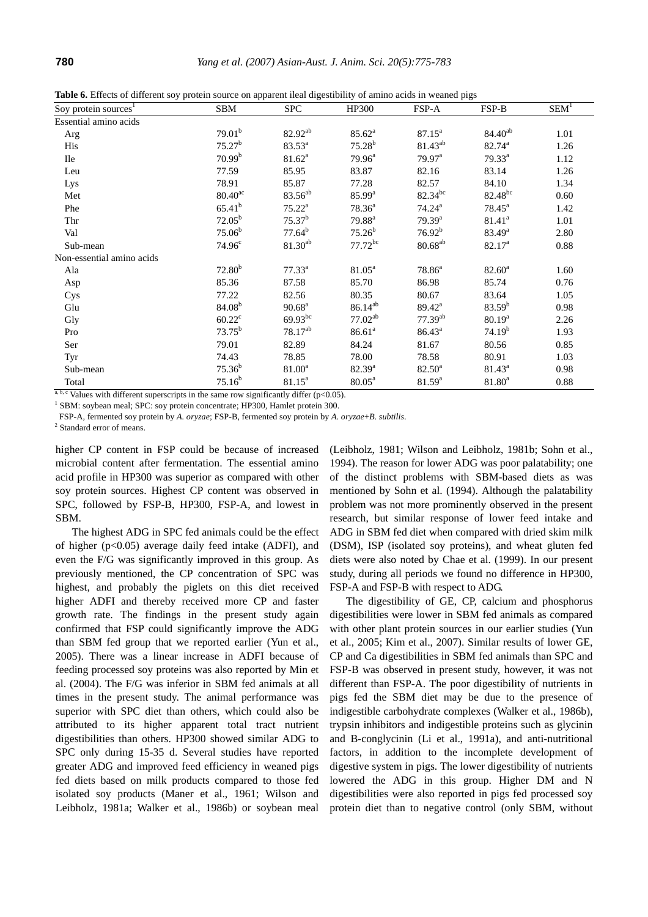**Table 6.** Effects of different soy protein source on apparent ileal digestibility of amino acids in weaned pigs

| Soy protein sources[1] | SBM | SPC | HP300 | FSP-A | FSP-B | SEM[1] |
|---|---|---|---|---|---|---|
| Essential amino acids | | | | | | |
| Arg | $79.01^{b}$ | $82.92^{ab}$ | $85.62^{a}$ | $87.15^{a}$ | $84.40^{ab}$ | 1.01 |
| His | $75.27^{b}$ | $83.53^{a}$ | $75.28^{b}$ | $81.43^{ab}$ | $82.74^{a}$ | 1.26 |
| Ile | $70.99^{b}$ | $81.62^{a}$ | $79.96^{a}$ | $79.97^{a}$ | $79.33^{a}$ | 1.12 |
| Leu | 77.59 | 85.95 | 83.87 | 82.16 | 83.14 | 1.26 |
| Lys | 78.91 | 85.87 | 77.28 | 82.57 | 84.10 | 1.34 |
| Met | $80.40^{ac}$ | $83.56^{ab}$ | $85.99^{a}$ | $82.34^{bc}$ | $82.48^{bc}$ | 0.60 |
| Phe | $65.41^{b}$ | $75.22^{a}$ | $78.36^{a}$ | $74.24^{a}$ | $78.45^{a}$ | 1.42 |
| Thr | $72.05^{b}$ | $75.37^{b}$ | $79.88^{a}$ | $79.39^{a}$ | $81.41^{a}$ | 1.01 |
| Val | $75.06^{b}$ | $77.64^{b}$ | $75.26^{b}$ | $76.92^{b}$ | $83.49^{a}$ | 2.80 |
| Sub-mean | $74.96^{c}$ | $81.30^{ab}$ | $77.72^{bc}$ | $80.68^{ab}$ | $82.17^{a}$ | 0.88 |
| Non-essential amino acids | | | | | | |
| Ala | $72.80^{b}$ | $77.33^{a}$ | $81.05^{a}$ | $78.86^{a}$ | $82.60^{a}$ | 1.60 |
| Asp | 85.36 | 87.58 | 85.70 | 86.98 | 85.74 | 0.76 |
| Cys | 77.22 | 82.56 | 80.35 | 80.67 | 83.64 | 1.05 |
| Glu | $84.08^{b}$ | $90.68^{a}$ | $86.14^{ab}$ | $89.42^{a}$ | $83.59^{b}$ | 0.98 |
| Gly | $60.22^{c}$ | $69.93^{bc}$ | $77.02^{ab}$ | $77.39^{ab}$ | $80.19^{a}$ | 2.26 |
| Pro | $73.75^{b}$ | $78.17^{ab}$ | $86.61^{a}$ | $86.43^{a}$ | $74.19^{b}$ | 1.93 |
| Ser | 79.01 | 82.89 | 84.24 | 81.67 | 80.56 | 0.85 |
| Tyr | 74.43 | 78.85 | 78.00 | 78.58 | 80.91 | 1.03 |
| Sub-mean | $75.36^{b}$ | $81.00^{a}$ | $82.39^{a}$ | $82.50^{a}$ | $81.43^{a}$ | 0.98 |
| Total | $75.16^{b}$ | $81.15^{a}$ | $80.05^{a}$ | $81.59^{a}$ | $81.80^{a}$ | 0.88 |

[a, b, c] Values with different superscripts in the same row significantly differ ($p<0.05$).

[1] SBM: soybean meal; SPC: soy protein concentrate; HP300, Hamlet protein 300.

FSP-A, fermented soy protein by *A. oryzae*; FSP-B, fermented soy protein by *A. oryzae*+*B. subtilis*.

[2] Standard error of means.

higher CP content in FSP could be because of increased microbial content after fermentation. The essential amino acid profile in HP300 was superior as compared with other soy protein sources. Highest CP content was observed in SPC, followed by FSP-B, HP300, FSP-A, and lowest in SBM.

The highest ADG in SPC fed animals could be the effect of higher ($p<0.05$) average daily feed intake (ADFI), and even the F/G was significantly improved in this group. As previously mentioned, the CP concentration of SPC was highest, and probably the piglets on this diet received higher ADFI and thereby received more CP and faster growth rate. The findings in the present study again confirmed that FSP could significantly improve the ADG than SBM fed group that we reported earlier (Yun et al., 2005). There was a linear increase in ADFI because of feeding processed soy proteins was also reported by Min et al. (2004). The F/G was inferior in SBM fed animals at all times in the present study. The animal performance was superior with SPC diet than others, which could also be attributed to its higher apparent total tract nutrient digestibilities than others. HP300 showed similar ADG to SPC only during 15-35 d. Several studies have reported greater ADG and improved feed efficiency in weaned pigs fed diets based on milk products compared to those fed isolated soy products (Maner et al., 1961; Wilson and Leibholz, 1981a; Walker et al., 1986b) or soybean meal (Leibholz, 1981; Wilson and Leibholz, 1981b; Sohn et al., 1994). The reason for lower ADG was poor palatability; one of the distinct problems with SBM-based diets as was mentioned by Sohn et al. (1994). Although the palatability problem was not more prominently observed in the present research, but similar response of lower feed intake and ADG in SBM fed diet when compared with dried skim milk (DSM), ISP (isolated soy proteins), and wheat gluten fed diets were also noted by Chae et al. (1999). In our present study, during all periods we found no difference in HP300, FSP-A and FSP-B with respect to ADG.

The digestibility of GE, CP, calcium and phosphorus digestibilities were lower in SBM fed animals as compared with other plant protein sources in our earlier studies (Yun et al., 2005; Kim et al., 2007). Similar results of lower GE, CP and Ca digestibilities in SBM fed animals than SPC and FSP-B was observed in present study, however, it was not different than FSP-A. The poor digestibility of nutrients in pigs fed the SBM diet may be due to the presence of indigestible carbohydrate complexes (Walker et al., 1986b), trypsin inhibitors and indigestible proteins such as glycinin and B-conglycinin (Li et al., 1991a), and anti-nutritional factors, in addition to the incomplete development of digestive system in pigs. The lower digestibility of nutrients lowered the ADG in this group. Higher DM and N digestibilities were also reported in pigs fed processed soy protein diet than to negative control (only SBM, without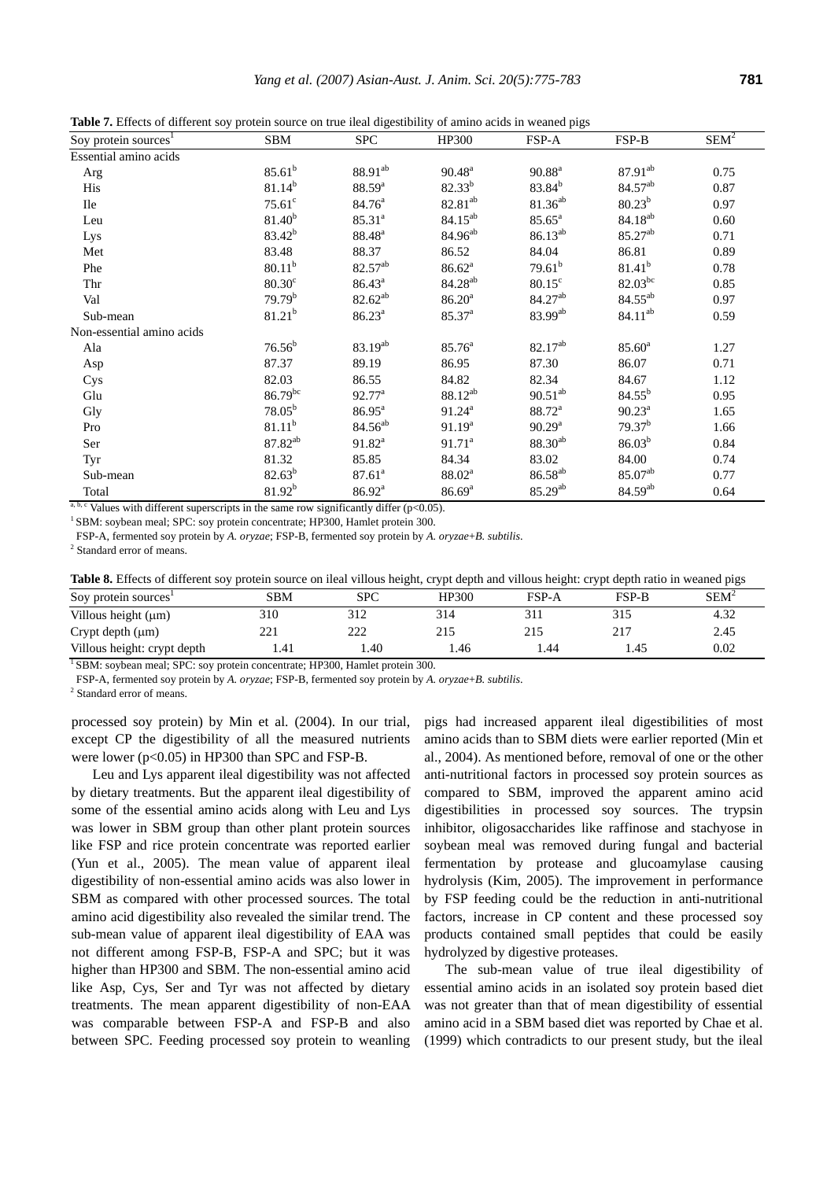**Table 7.** Effects of different soy protein source on true ileal digestibility of amino acids in weaned pigs

| Soy protein sources[1] | SBM | SPC | HP300 | FSP-A | FSP-B | SEM[2] |
|---|---|---|---|---|---|---|
| Essential amino acids | | | | | | |
| Arg | $85.61^{b}$ | $88.91^{ab}$ | $90.48^{a}$ | $90.88^{a}$ | $87.91^{ab}$ | 0.75 |
| His | $81.14^{b}$ | $88.59^{a}$ | $82.33^{b}$ | $83.84^{b}$ | $84.57^{ab}$ | 0.87 |
| Ile | $75.61^{c}$ | $84.76^{a}$ | $82.81^{ab}$ | $81.36^{ab}$ | $80.23^{b}$ | 0.97 |
| Leu | $81.40^{b}$ | $85.31^{a}$ | $84.15^{ab}$ | $85.65^{a}$ | $84.18^{ab}$ | 0.60 |
| Lys | $83.42^{b}$ | $88.48^{a}$ | $84.96^{ab}$ | $86.13^{ab}$ | $85.27^{ab}$ | 0.71 |
| Met | 83.48 | 88.37 | 86.52 | 84.04 | 86.81 | 0.89 |
| Phe | $80.11^{b}$ | $82.57^{ab}$ | $86.62^{a}$ | $79.61^{b}$ | $81.41^{b}$ | 0.78 |
| Thr | $80.30^{c}$ | $86.43^{a}$ | $84.28^{ab}$ | $80.15^{c}$ | $82.03^{bc}$ | 0.85 |
| Val | $79.79^{b}$ | $82.62^{ab}$ | $86.20^{a}$ | $84.27^{ab}$ | $84.55^{ab}$ | 0.97 |
| Sub-mean | $81.21^{b}$ | $86.23^{a}$ | $85.37^{a}$ | $83.99^{ab}$ | $84.11^{ab}$ | 0.59 |
| Non-essential amino acids | | | | | | |
| Ala | $76.56^{b}$ | $83.19^{ab}$ | $85.76^{a}$ | $82.17^{ab}$ | $85.60^{a}$ | 1.27 |
| Asp | 87.37 | 89.19 | 86.95 | 87.30 | 86.07 | 0.71 |
| Cys | 82.03 | 86.55 | 84.82 | 82.34 | 84.67 | 1.12 |
| Glu | $86.79^{bc}$ | $92.77^{a}$ | $88.12^{ab}$ | $90.51^{ab}$ | $84.55^{b}$ | 0.95 |
| Gly | $78.05^{b}$ | $86.95^{a}$ | $91.24^{a}$ | $88.72^{a}$ | $90.23^{a}$ | 1.65 |
| Pro | $81.11^{b}$ | $84.56^{ab}$ | $91.19^{a}$ | $90.29^{a}$ | $79.37^{b}$ | 1.66 |
| Ser | $87.82^{ab}$ | $91.82^{a}$ | $91.71^{a}$ | $88.30^{ab}$ | $86.03^{b}$ | 0.84 |
| Tyr | 81.32 | 85.85 | 84.34 | 83.02 | 84.00 | 0.74 |
| Sub-mean | $82.63^{b}$ | $87.61^{a}$ | $88.02^{a}$ | $86.58^{ab}$ | $85.07^{ab}$ | 0.77 |
| Total | $81.92^{b}$ | $86.92^{a}$ | $86.69^{a}$ | $85.29^{ab}$ | $84.59^{ab}$ | 0.64 |

a, b, c Values with different superscripts in the same row significantly differ ($p<0.05$).

[1] SBM: soybean meal; SPC: soy protein concentrate; HP300, Hamlet protein 300.

FSP-A, fermented soy protein by *A. oryzae*; FSP-B, fermented soy protein by *A. oryzae*+*B. subtilis*.

[2] Standard error of means.

**Table 8.** Effects of different soy protein source on ileal villous height, crypt depth and villous height: crypt depth ratio in weaned pigs

| Soy protein sources[1] | SBM | SPC | HP300 | FSP-A | FSP-B | SEM[2] |
|---|---|---|---|---|---|---|
| Villous height (μm) | 310 | 312 | 314 | 311 | 315 | 4.32 |
| Crypt depth (μm) | 221 | 222 | 215 | 215 | 217 | 2.45 |
| Villous height: crypt depth | 1.41 | 1.40 | 1.46 | 1.44 | 1.45 | 0.02 |

[1] SBM: soybean meal; SPC: soy protein concentrate; HP300, Hamlet protein 300.

FSP-A, fermented soy protein by *A. oryzae*; FSP-B, fermented soy protein by *A. oryzae*+*B. subtilis*.

[2] Standard error of means.

processed soy protein) by Min et al. (2004). In our trial, except CP the digestibility of all the measured nutrients were lower ($p<0.05$) in HP300 than SPC and FSP-B.

Leu and Lys apparent ileal digestibility was not affected by dietary treatments. But the apparent ileal digestibility of some of the essential amino acids along with Leu and Lys was lower in SBM group than other plant protein sources like FSP and rice protein concentrate was reported earlier (Yun et al., 2005). The mean value of apparent ileal digestibility of non-essential amino acids was also lower in SBM as compared with other processed sources. The total amino acid digestibility also revealed the similar trend. The sub-mean value of apparent ileal digestibility of EAA was not different among FSP-B, FSP-A and SPC; but it was higher than HP300 and SBM. The non-essential amino acid like Asp, Cys, Ser and Tyr was not affected by dietary treatments. The mean apparent digestibility of non-EAA was comparable between FSP-A and FSP-B and also between SPC. Feeding processed soy protein to weanling pigs had increased apparent ileal digestibilities of most amino acids than to SBM diets were earlier reported (Min et al., 2004). As mentioned before, removal of one or the other anti-nutritional factors in processed soy protein sources as compared to SBM, improved the apparent amino acid digestibilities in processed soy sources. The trypsin inhibitor, oligosaccharides like raffinose and stachyose in soybean meal was removed during fungal and bacterial fermentation by protease and glucoamylase causing hydrolysis (Kim, 2005). The improvement in performance by FSP feeding could be the reduction in anti-nutritional factors, increase in CP content and these processed soy products contained small peptides that could be easily hydrolyzed by digestive proteases.

The sub-mean value of true ileal digestibility of essential amino acids in an isolated soy protein based diet was not greater than that of mean digestibility of essential amino acid in a SBM based diet was reported by Chae et al. (1999) which contradicts to our present study, but the ileal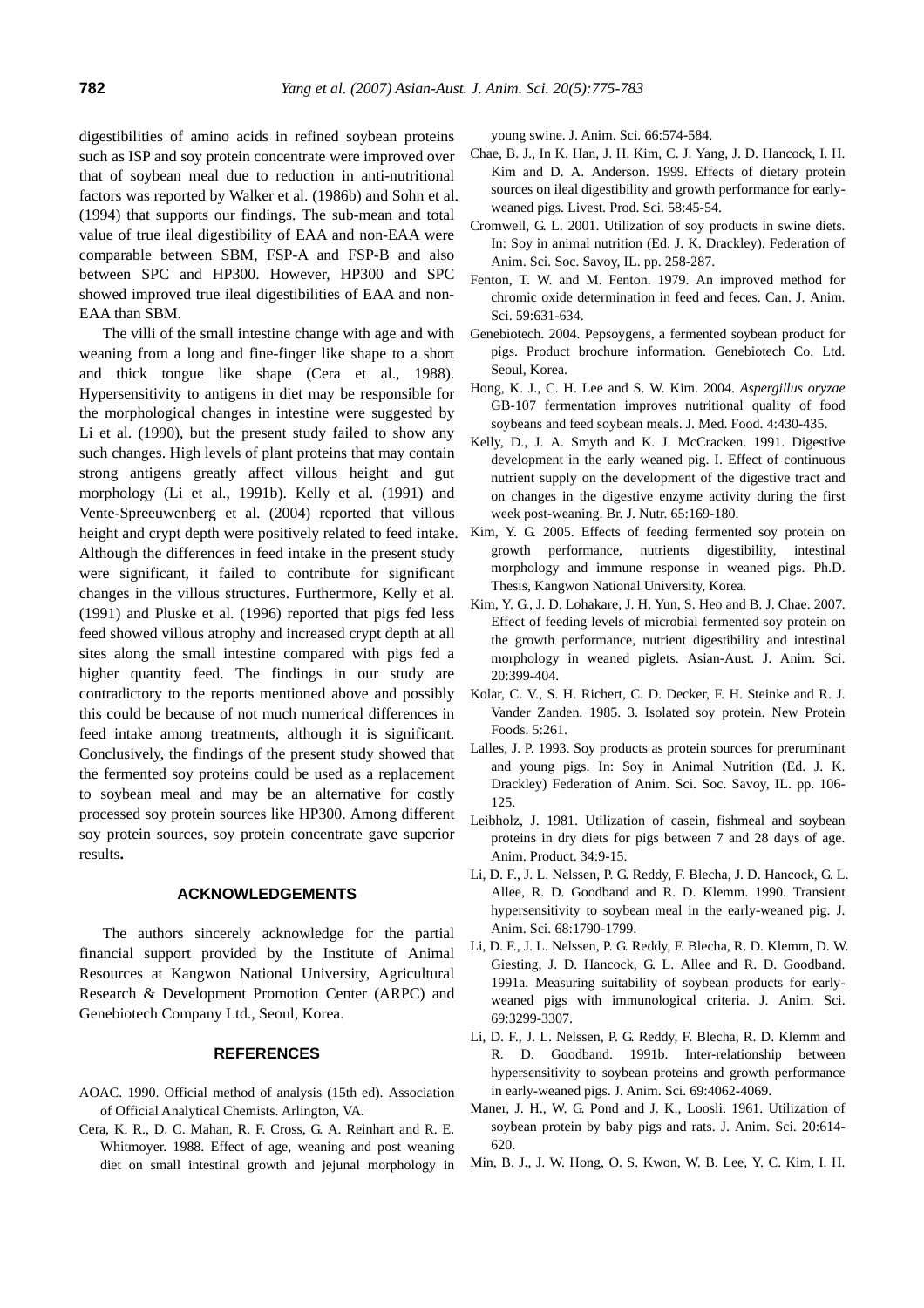digestibilities of amino acids in refined soybean proteins such as ISP and soy protein concentrate were improved over that of soybean meal due to reduction in anti-nutritional factors was reported by Walker et al. (1986b) and Sohn et al. (1994) that supports our findings. The sub-mean and total value of true ileal digestibility of EAA and non-EAA were comparable between SBM, FSP-A and FSP-B and also between SPC and HP300. However, HP300 and SPC showed improved true ileal digestibilities of EAA and non-EAA than SBM.

The villi of the small intestine change with age and with weaning from a long and fine-finger like shape to a short and thick tongue like shape (Cera et al., 1988). Hypersensitivity to antigens in diet may be responsible for the morphological changes in intestine were suggested by Li et al. (1990), but the present study failed to show any such changes. High levels of plant proteins that may contain strong antigens greatly affect villous height and gut morphology (Li et al., 1991b). Kelly et al. (1991) and Vente-Spreeuwenberg et al. (2004) reported that villous height and crypt depth were positively related to feed intake. Although the differences in feed intake in the present study were significant, it failed to contribute for significant changes in the villous structures. Furthermore, Kelly et al. (1991) and Pluske et al. (1996) reported that pigs fed less feed showed villous atrophy and increased crypt depth at all sites along the small intestine compared with pigs fed a higher quantity feed. The findings in our study are contradictory to the reports mentioned above and possibly this could be because of not much numerical differences in feed intake among treatments, although it is significant. Conclusively, the findings of the present study showed that the fermented soy proteins could be used as a replacement to soybean meal and may be an alternative for costly processed soy protein sources like HP300. Among different soy protein sources, soy protein concentrate gave superior results**.**

## ACKNOWLEDGEMENTS

The authors sincerely acknowledge for the partial financial support provided by the Institute of Animal Resources at Kangwon National University, Agricultural Research & Development Promotion Center (ARPC) and Genebiotech Company Ltd., Seoul, Korea.

## REFERENCES

AOAC. 1990. Official method of analysis (15th ed). Association of Official Analytical Chemists. Arlington, VA.

Cera, K. R., D. C. Mahan, R. F. Cross, G. A. Reinhart and R. E. Whitmoyer. 1988. Effect of age, weaning and post weaning diet on small intestinal growth and jejunal morphology in young swine. J. Anim. Sci. 66:574-584.

Chae, B. J., In K. Han, J. H. Kim, C. J. Yang, J. D. Hancock, I. H. Kim and D. A. Anderson. 1999. Effects of dietary protein sources on ileal digestibility and growth performance for early-weaned pigs. Livest. Prod. Sci. 58:45-54.

Cromwell, G. L. 2001. Utilization of soy products in swine diets. In: Soy in animal nutrition (Ed. J. K. Drackley). Federation of Anim. Sci. Soc. Savoy, IL. pp. 258-287.

Fenton, T. W. and M. Fenton. 1979. An improved method for chromic oxide determination in feed and feces. Can. J. Anim. Sci. 59:631-634.

Genebiotech. 2004. Pepsoygens, a fermented soybean product for pigs. Product brochure information. Genebiotech Co. Ltd. Seoul, Korea.

Hong, K. J., C. H. Lee and S. W. Kim. 2004. *Aspergillus oryzae* GB-107 fermentation improves nutritional quality of food soybeans and feed soybean meals. J. Med. Food. 4:430-435.

Kelly, D., J. A. Smyth and K. J. McCracken. 1991. Digestive development in the early weaned pig. I. Effect of continuous nutrient supply on the development of the digestive tract and on changes in the digestive enzyme activity during the first week post-weaning. Br. J. Nutr. 65:169-180.

Kim, Y. G. 2005. Effects of feeding fermented soy protein on growth performance, nutrients digestibility, intestinal morphology and immune response in weaned pigs. Ph.D. Thesis, Kangwon National University, Korea.

Kim, Y. G., J. D. Lohakare, J. H. Yun, S. Heo and B. J. Chae. 2007. Effect of feeding levels of microbial fermented soy protein on the growth performance, nutrient digestibility and intestinal morphology in weaned piglets. Asian-Aust. J. Anim. Sci. 20:399-404.

Kolar, C. V., S. H. Richert, C. D. Decker, F. H. Steinke and R. J. Vander Zanden. 1985. 3. Isolated soy protein. New Protein Foods. 5:261.

Lalles, J. P. 1993. Soy products as protein sources for preruminant and young pigs. In: Soy in Animal Nutrition (Ed. J. K. Drackley) Federation of Anim. Sci. Soc. Savoy, IL. pp. 106-125.

Leibholz, J. 1981. Utilization of casein, fishmeal and soybean proteins in dry diets for pigs between 7 and 28 days of age. Anim. Product. 34:9-15.

Li, D. F., J. L. Nelssen, P. G. Reddy, F. Blecha, J. D. Hancock, G. L. Allee, R. D. Goodband and R. D. Klemm. 1990. Transient hypersensitivity to soybean meal in the early-weaned pig. J. Anim. Sci. 68:1790-1799.

Li, D. F., J. L. Nelssen, P. G. Reddy, F. Blecha, R. D. Klemm, D. W. Giesting, J. D. Hancock, G. L. Allee and R. D. Goodband. 1991a. Measuring suitability of soybean products for early-weaned pigs with immunological criteria. J. Anim. Sci. 69:3299-3307.

Li, D. F., J. L. Nelssen, P. G. Reddy, F. Blecha, R. D. Klemm and R. D. Goodband. 1991b. Inter-relationship between hypersensitivity to soybean proteins and growth performance in early-weaned pigs. J. Anim. Sci. 69:4062-4069.

Maner, J. H., W. G. Pond and J. K., Loosli. 1961. Utilization of soybean protein by baby pigs and rats. J. Anim. Sci. 20:614-620.

Min, B. J., J. W. Hong, O. S. Kwon, W. B. Lee, Y. C. Kim, I. H.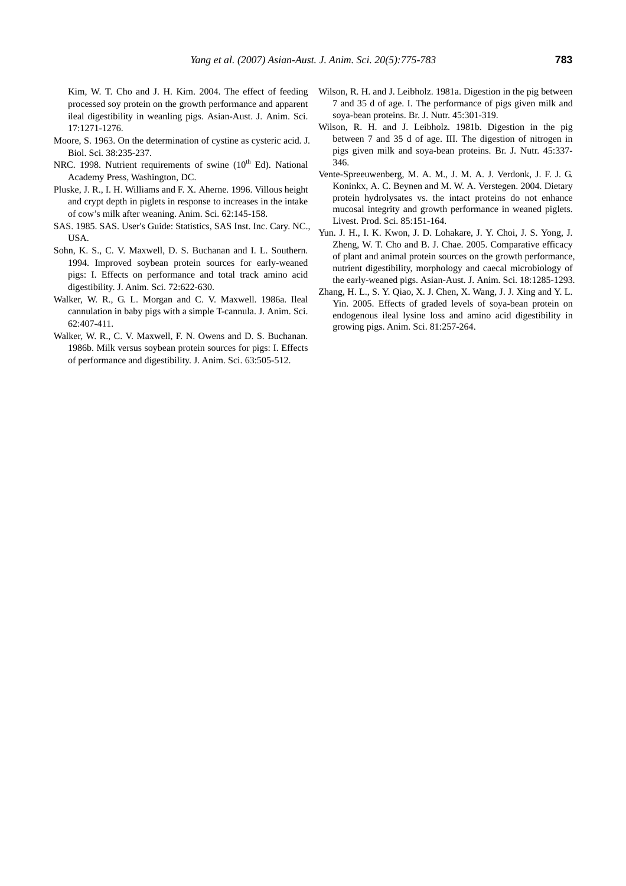Kim, W. T. Cho and J. H. Kim. 2004. The effect of feeding processed soy protein on the growth performance and apparent ileal digestibility in weanling pigs. Asian-Aust. J. Anim. Sci. 17:1271-1276.

Moore, S. 1963. On the determination of cystine as cysteric acid. J. Biol. Sci. 38:235-237.

NRC. 1998. Nutrient requirements of swine (10$^{th}$ Ed). National Academy Press, Washington, DC.

Pluske, J. R., I. H. Williams and F. X. Aherne. 1996. Villous height and crypt depth in piglets in response to increases in the intake of cow's milk after weaning. Anim. Sci. 62:145-158.

SAS. 1985. SAS. User's Guide: Statistics, SAS Inst. Inc. Cary. NC., USA.

Sohn, K. S., C. V. Maxwell, D. S. Buchanan and I. L. Southern. 1994. Improved soybean protein sources for early-weaned pigs: I. Effects on performance and total track amino acid digestibility. J. Anim. Sci. 72:622-630.

Walker, W. R., G. L. Morgan and C. V. Maxwell. 1986a. Ileal cannulation in baby pigs with a simple T-cannula. J. Anim. Sci. 62:407-411.

Walker, W. R., C. V. Maxwell, F. N. Owens and D. S. Buchanan. 1986b. Milk versus soybean protein sources for pigs: I. Effects of performance and digestibility. J. Anim. Sci. 63:505-512.

Wilson, R. H. and J. Leibholz. 1981a. Digestion in the pig between 7 and 35 d of age. I. The performance of pigs given milk and soya-bean proteins. Br. J. Nutr. 45:301-319.

Wilson, R. H. and J. Leibholz. 1981b. Digestion in the pig between 7 and 35 d of age. III. The digestion of nitrogen in pigs given milk and soya-bean proteins. Br. J. Nutr. 45:337-346.

Vente-Spreeuwenberg, M. A. M., J. M. A. J. Verdonk, J. F. J. G. Koninkx, A. C. Beynen and M. W. A. Verstegen. 2004. Dietary protein hydrolysates vs. the intact proteins do not enhance mucosal integrity and growth performance in weaned piglets. Livest. Prod. Sci. 85:151-164.

Yun. J. H., I. K. Kwon, J. D. Lohakare, J. Y. Choi, J. S. Yong, J. Zheng, W. T. Cho and B. J. Chae. 2005. Comparative efficacy of plant and animal protein sources on the growth performance, nutrient digestibility, morphology and caecal microbiology of the early-weaned pigs. Asian-Aust. J. Anim. Sci. 18:1285-1293.

Zhang, H. L., S. Y. Qiao, X. J. Chen, X. Wang, J. J. Xing and Y. L. Yin. 2005. Effects of graded levels of soya-bean protein on endogenous ileal lysine loss and amino acid digestibility in growing pigs. Anim. Sci. 81:257-264.